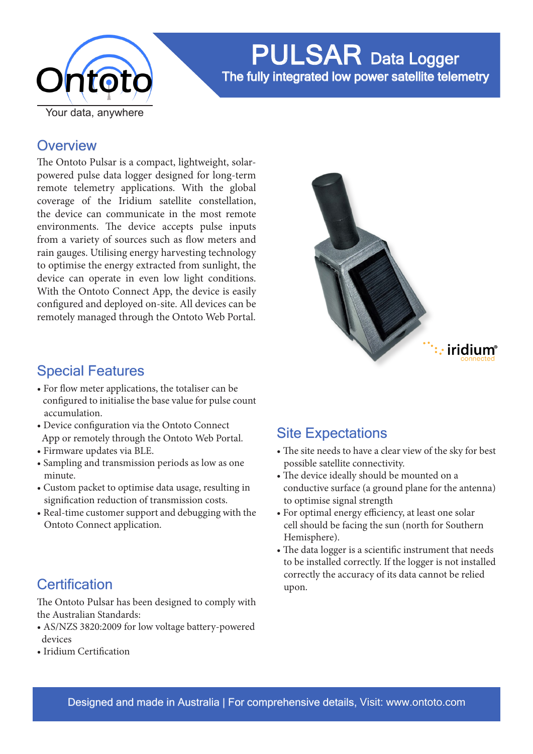Ontoto

Your data, anywhere

# PULSAR Data Logger

The fully integrated low power satellite telemetry

## Overview

The Ontoto Pulsar is a compact, lightweight, solar-powered pulse data logger designed for long-term remote telemetry applications. With the global coverage of the Iridium satellite constellation, the device can communicate in the most remote environments. The device accepts pulse inputs from a variety of sources such as flow meters and rain gauges. Utilising energy harvesting technology to optimise the energy extracted from sunlight, the device can operate in even low light conditions. With the Ontoto Connect App, the device is easily configured and deployed on-site. All devices can be remotely managed through the Ontoto Web Portal.

## Special Features

- For flow meter applications, the totaliser can be configured to initialise the base value for pulse count accumulation.
- Device configuration via the Ontoto Connect App or remotely through the Ontoto Web Portal.
- Firmware updates via BLE.
- Sampling and transmission periods as low as one minute.
- Custom packet to optimise data usage, resulting in signification reduction of transmission costs.
- Real-time customer support and debugging with the Ontoto Connect application.

## Certification

The Ontoto Pulsar has been designed to comply with the Australian Standards:

- AS/NZS 3820:2009 for low voltage battery-powered devices
- Iridium Certification

## Site Expectations

- The site needs to have a clear view of the sky for best possible satellite connectivity.
- The device ideally should be mounted on a conductive surface (a ground plane for the antenna) to optimise signal strength
- For optimal energy efficiency, at least one solar cell should be facing the sun (north for Southern Hemisphere).
- The data logger is a scientific instrument that needs to be installed correctly. If the logger is not installed correctly the accuracy of its data cannot be relied upon.

Designed and made in Australia | For comprehensive details, Visit: www.ontoto.com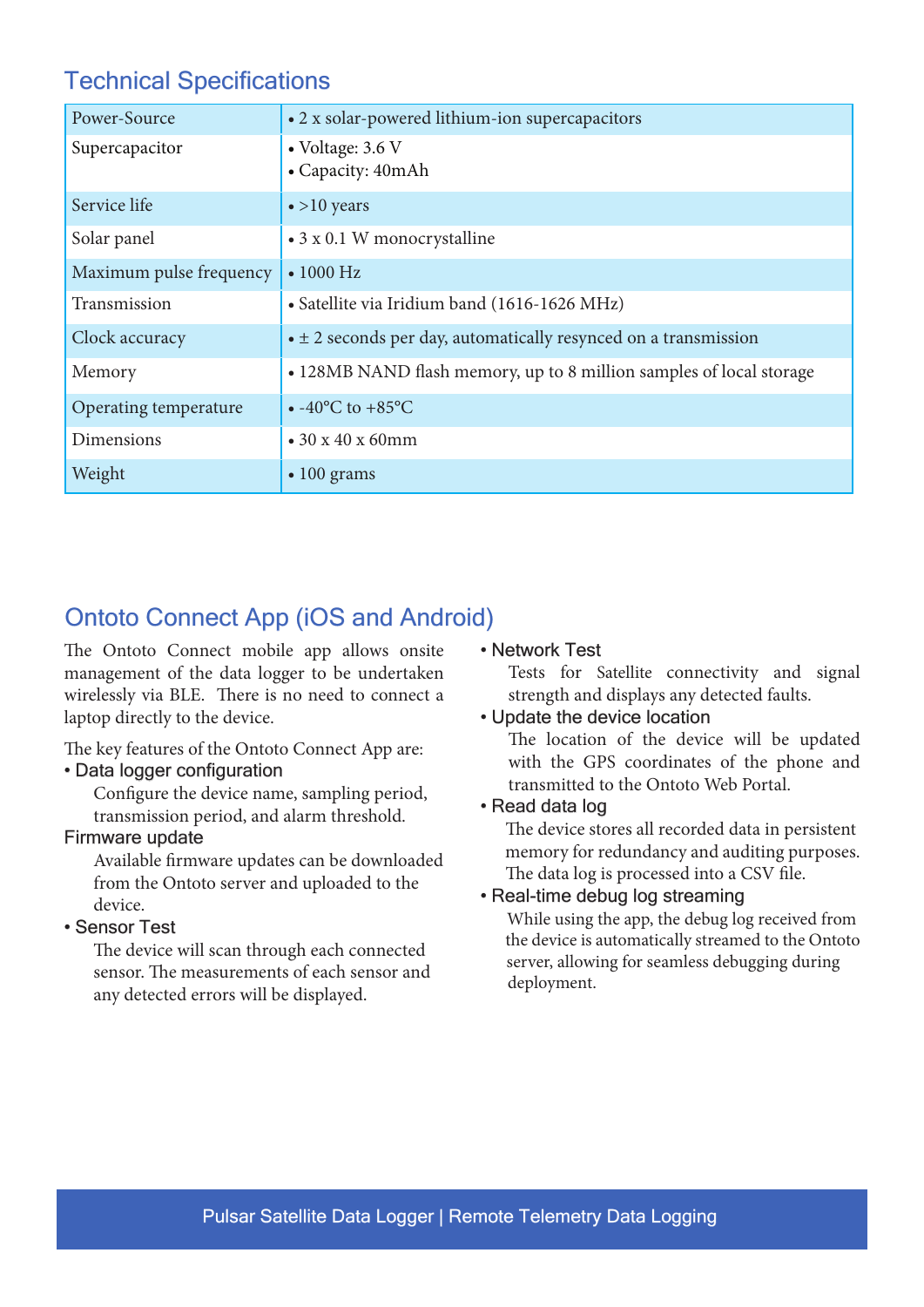## Technical Specifications

| Power-Source | • 2 x solar-powered lithium-ion supercapacitors |
|---|---|
| Supercapacitor | • Voltage: 3.6 V<br>• Capacity: 40mAh |
| Service life | • >10 years |
| Solar panel | • 3 x 0.1 W monocrystalline |
| Maximum pulse frequency | • 1000 Hz |
| Transmission | • Satellite via Iridium band (1616-1626 MHz) |
| Clock accuracy | • ± 2 seconds per day, automatically resynced on a transmission |
| Memory | • 128MB NAND flash memory, up to 8 million samples of local storage |
| Operating temperature | • -40°C to +85°C |
| Dimensions | • 30 x 40 x 60mm |
| Weight | • 100 grams |

## Ontoto Connect App (iOS and Android)

The Ontoto Connect mobile app allows onsite management of the data logger to be undertaken wirelessly via BLE. There is no need to connect a laptop directly to the device.

The key features of the Ontoto Connect App are:

- **Data logger configuration**
  Configure the device name, sampling period, transmission period, and alarm threshold.
- **Firmware update**
  Available firmware updates can be downloaded from the Ontoto server and uploaded to the device.
- **Sensor Test**
  The device will scan through each connected sensor. The measurements of each sensor and any detected errors will be displayed.
- **Network Test**
  Tests for Satellite connectivity and signal strength and displays any detected faults.
- **Update the device location**
  The location of the device will be updated with the GPS coordinates of the phone and transmitted to the Ontoto Web Portal.
- **Read data log**
  The device stores all recorded data in persistent memory for redundancy and auditing purposes. The data log is processed into a CSV file.
- **Real-time debug log streaming**
  While using the app, the debug log received from the device is automatically streamed to the Ontoto server, allowing for seamless debugging during deployment.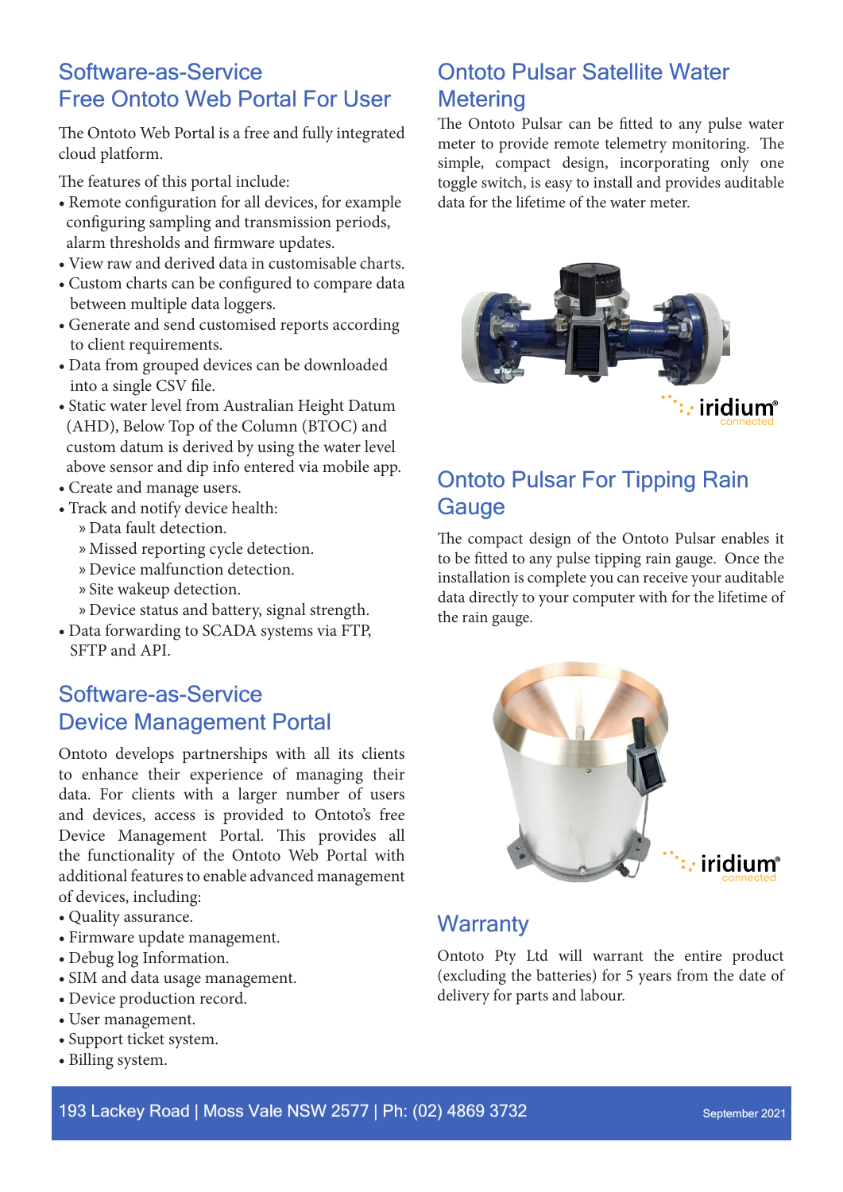## Software-as-Service Free Ontoto Web Portal For User

The Ontoto Web Portal is a free and fully integrated cloud platform.

The features of this portal include:

- Remote configuration for all devices, for example configuring sampling and transmission periods, alarm thresholds and firmware updates.
- View raw and derived data in customisable charts.
- Custom charts can be configured to compare data between multiple data loggers.
- Generate and send customised reports according to client requirements.
- Data from grouped devices can be downloaded into a single CSV file.
- Static water level from Australian Height Datum (AHD), Below Top of the Column (BTOC) and custom datum is derived by using the water level above sensor and dip info entered via mobile app.
- Create and manage users.
- Track and notify device health:
  - Data fault detection.
  - Missed reporting cycle detection.
  - Device malfunction detection.
  - Site wakeup detection.
  - Device status and battery, signal strength.
- Data forwarding to SCADA systems via FTP, SFTP and API.

## Software-as-Service Device Management Portal

Ontoto develops partnerships with all its clients to enhance their experience of managing their data. For clients with a larger number of users and devices, access is provided to Ontoto's free Device Management Portal. This provides all the functionality of the Ontoto Web Portal with additional features to enable advanced management of devices, including:

- Quality assurance.
- Firmware update management.
- Debug log Information.
- SIM and data usage management.
- Device production record.
- User management.
- Support ticket system.
- Billing system.

## Ontoto Pulsar Satellite Water Metering

The Ontoto Pulsar can be fitted to any pulse water meter to provide remote telemetry monitoring. The simple, compact design, incorporating only one toggle switch, is easy to install and provides auditable data for the lifetime of the water meter.

iridium connected

## Ontoto Pulsar For Tipping Rain Gauge

The compact design of the Ontoto Pulsar enables it to be fitted to any pulse tipping rain gauge. Once the installation is complete you can receive your auditable data directly to your computer with for the lifetime of the rain gauge.

iridium connected

## Warranty

Ontoto Pty Ltd will warrant the entire product (excluding the batteries) for 5 years from the date of delivery for parts and labour.

193 Lackey Road | Moss Vale NSW 2577 | Ph: (02) 4869 3732

September 2021